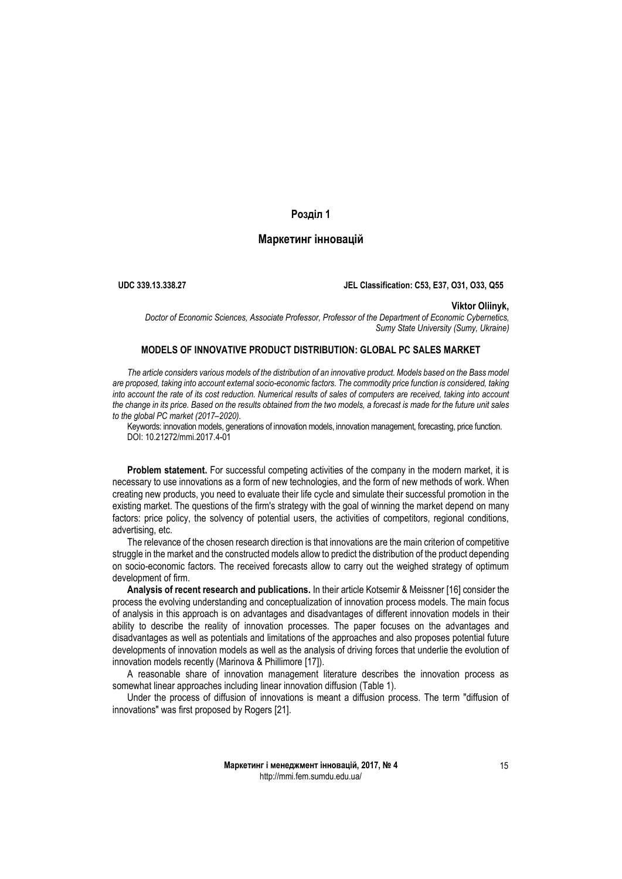## Розділ 1

## Маркетинг інновацій

**UDC 339.13.338.27** **JEL Classification: C53, E37, O31, O33, Q55**

**Viktor Oliinyk,**

*Doctor of Economic Sciences, Associate Professor, Professor of the Department of Economic Cybernetics, Sumy State University (Sumy, Ukraine)*

### MODELS OF INNOVATIVE PRODUCT DISTRIBUTION: GLOBAL PC SALES MARKET

*The article considers various models of the distribution of an innovative product. Models based on the Bass model are proposed, taking into account external socio-economic factors. The commodity price function is considered, taking into account the rate of its cost reduction. Numerical results of sales of computers are received, taking into account the change in its price. Based on the results obtained from the two models, a forecast is made for the future unit sales to the global PC market (2017–2020).*

Keywords: innovation models, generations of innovation models, innovation management, forecasting, price function.

DOI: 10.21272/mmi.2017.4-01

**Problem statement.** For successful competing activities of the company in the modern market, it is necessary to use innovations as a form of new technologies, and the form of new methods of work. When creating new products, you need to evaluate their life cycle and simulate their successful promotion in the existing market. The questions of the firm's strategy with the goal of winning the market depend on many factors: price policy, the solvency of potential users, the activities of competitors, regional conditions, advertising, etc.

The relevance of the chosen research direction is that innovations are the main criterion of competitive struggle in the market and the constructed models allow to predict the distribution of the product depending on socio-economic factors. The received forecasts allow to carry out the weighed strategy of optimum development of firm.

**Analysis of recent research and publications.** In their article Kotsemir & Meissner [16] consider the process the evolving understanding and conceptualization of innovation process models. The main focus of analysis in this approach is on advantages and disadvantages of different innovation models in their ability to describe the reality of innovation processes. The paper focuses on the advantages and disadvantages as well as potentials and limitations of the approaches and also proposes potential future developments of innovation models as well as the analysis of driving forces that underlie the evolution of innovation models recently (Marinova & Phillimore [17]).

A reasonable share of innovation management literature describes the innovation process as somewhat linear approaches including linear innovation diffusion (Table 1).

Under the process of diffusion of innovations is meant a diffusion process. The term "diffusion of innovations" was first proposed by Rogers [21].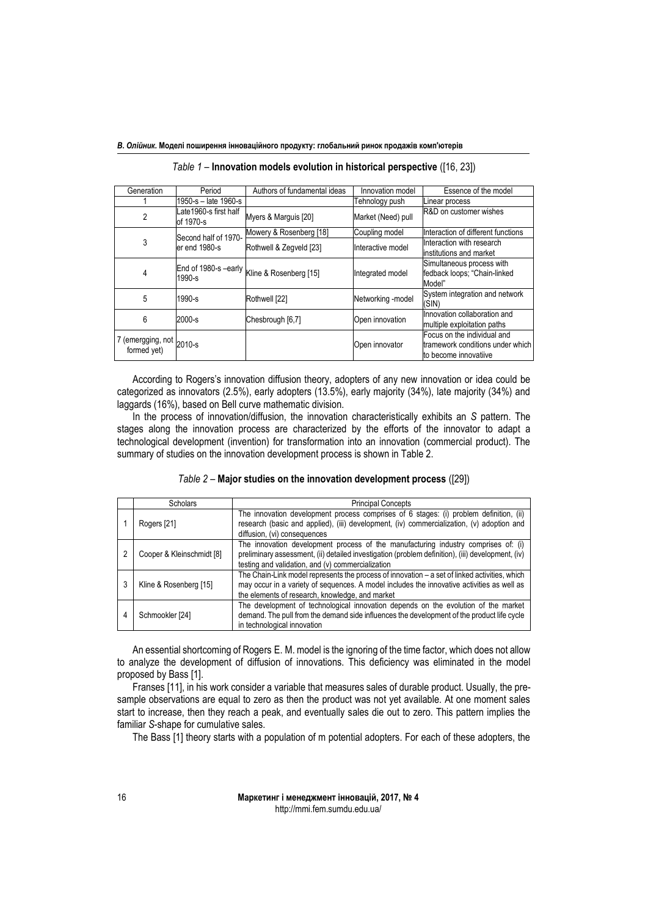*Table 1* – **Innovation models evolution in historical perspective** ([16, 23])

| Generation | Period | Authors of fundamental ideas | Innovation model | Essence of the model |
|---|---|---|---|---|
| 1 | 1950-s – late 1960-s | | Tehnology push | Linear process |
| 2 | Late1960-s first half of 1970-s | Myers & Marguis [20] | Market (Need) pull | R&D on customer wishes |
| 3 | Second half of 1970-er end 1980-s | Mowery & Rosenberg [18] | Coupling model | Interaction of different functions |
| | | Rothwell & Zegveld [23] | Interactive model | Interaction with research institutions and market |
| 4 | End of 1980-s –early 1990-s | Kline & Rosenberg [15] | Integrated model | Simultaneous process with fedback loops; "Chain-linked Model" |
| 5 | 1990-s | Rothwell [22] | Networking -model | System integration and network (SIN) |
| 6 | 2000-s | Chesbrough [6,7] | Open innovation | Innovation collaboration and multiple exploitation paths |
| 7 (emergging, not formed yet) | 2010-s | | Open innovator | Focus on the individual and tramework conditions under which to become innovatiive |

According to Rogers's innovation diffusion theory, adopters of any new innovation or idea could be categorized as innovators (2.5%), early adopters (13.5%), early majority (34%), late majority (34%) and laggards (16%), based on Bell curve mathematic division.

In the process of innovation/diffusion, the innovation characteristically exhibits an *S* pattern. The stages along the innovation process are characterized by the efforts of the innovator to adapt a technological development (invention) for transformation into an innovation (commercial product). The summary of studies on the innovation development process is shown in Table 2.

*Table 2* – **Major studies on the innovation development process** ([29])

| | Scholars | Principal Concepts |
|---|---|---|
| 1 | Rogers [21] | The innovation development process comprises of 6 stages: (i) problem definition, (ii) research (basic and applied), (iii) development, (iv) commercialization, (v) adoption and diffusion, (vi) consequences |
| 2 | Cooper & Kleinschmidt [8] | The innovation development process of the manufacturing industry comprises of: (i) preliminary assessment, (ii) detailed investigation (problem definition), (iii) development, (iv) testing and validation, and (v) commercialization |
| 3 | Kline & Rosenberg [15] | The Chain-Link model represents the process of innovation – a set of linked activities, which may occur in a variety of sequences. A model includes the innovative activities as well as the elements of research, knowledge, and market |
| 4 | Schmookler [24] | The development of technological innovation depends on the evolution of the market demand. The pull from the demand side influences the development of the product life cycle in technological innovation |

An essential shortcoming of Rogers E. M. model is the ignoring of the time factor, which does not allow to analyze the development of diffusion of innovations. This deficiency was eliminated in the model proposed by Bass [1].

Franses [11], in his work consider a variable that measures sales of durable product. Usually, the pre-sample observations are equal to zero as then the product was not yet available. At one moment sales start to increase, then they reach a peak, and eventually sales die out to zero. This pattern implies the familiar *S*-shape for cumulative sales.

The Bass [1] theory starts with a population of m potential adopters. For each of these adopters, the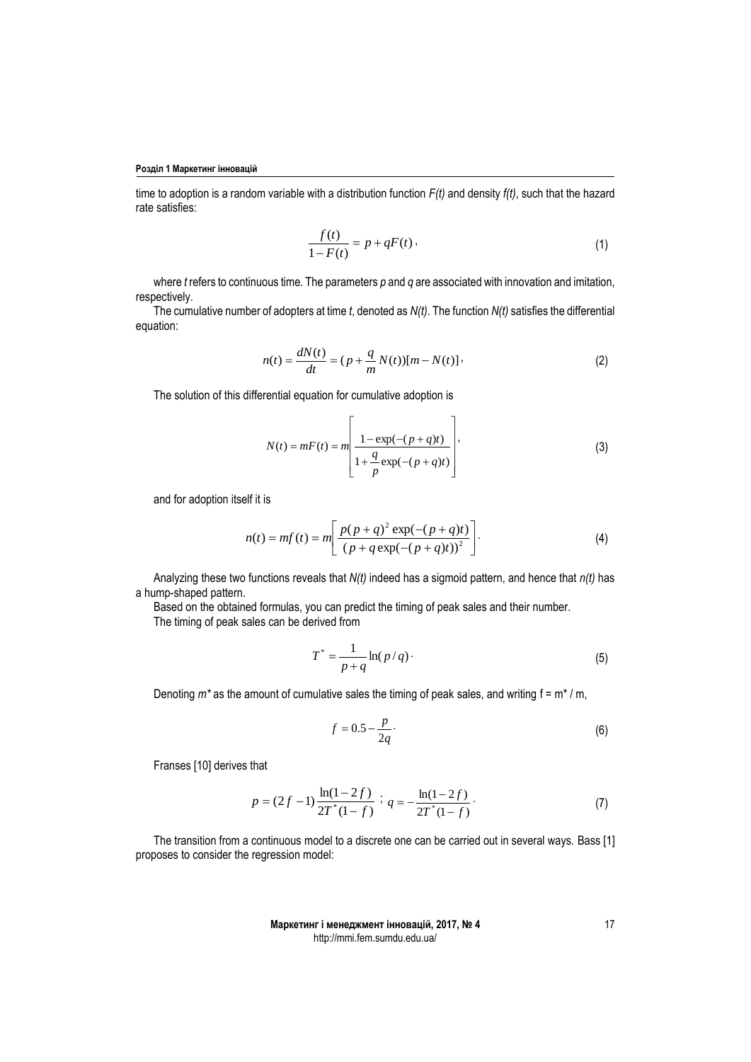time to adoption is a random variable with a distribution function $F(t)$ and density $f(t)$, such that the hazard rate satisfies:

$$\frac{f(t)}{1-F(t)} = p + qF(t), \tag{1}$$

where $t$ refers to continuous time. The parameters $p$ and $q$ are associated with innovation and imitation, respectively.

The cumulative number of adopters at time $t$, denoted as $N(t)$. The function $N(t)$ satisfies the differential equation:

$$n(t) = \frac{dN(t)}{dt} = (p + \frac{q}{m} N(t))[m - N(t)], \tag{2}$$

The solution of this differential equation for cumulative adoption is

$$N(t) = mF(t) = m\left[\frac{1-\exp(-(p+q)t)}{1+\frac{q}{p}\exp(-(p+q)t)}\right], \tag{3}$$

and for adoption itself it is

$$n(t) = mf(t) = m\left[\frac{p(p+q)^2\exp(-(p+q)t)}{(p+q\exp(-(p+q)t))^2}\right]. \tag{4}$$

Analyzing these two functions reveals that $N(t)$ indeed has a sigmoid pattern, and hence that $n(t)$ has a hump-shaped pattern.

Based on the obtained formulas, you can predict the timing of peak sales and their number.

The timing of peak sales can be derived from

$$T^* = \frac{1}{p+q}\ln(p/q). \tag{5}$$

Denoting $m^*$ as the amount of cumulative sales the timing of peak sales, and writing $f = m^* / m$,

$$f = 0.5 - \frac{p}{2q}. \tag{6}$$

Franses [10] derives that

$$p = (2f-1)\frac{\ln(1-2f)}{2T^*(1-f)}\ ;\ q = -\frac{\ln(1-2f)}{2T^*(1-f)}. \tag{7}$$

The transition from a continuous model to a discrete one can be carried out in several ways. Bass [1] proposes to consider the regression model: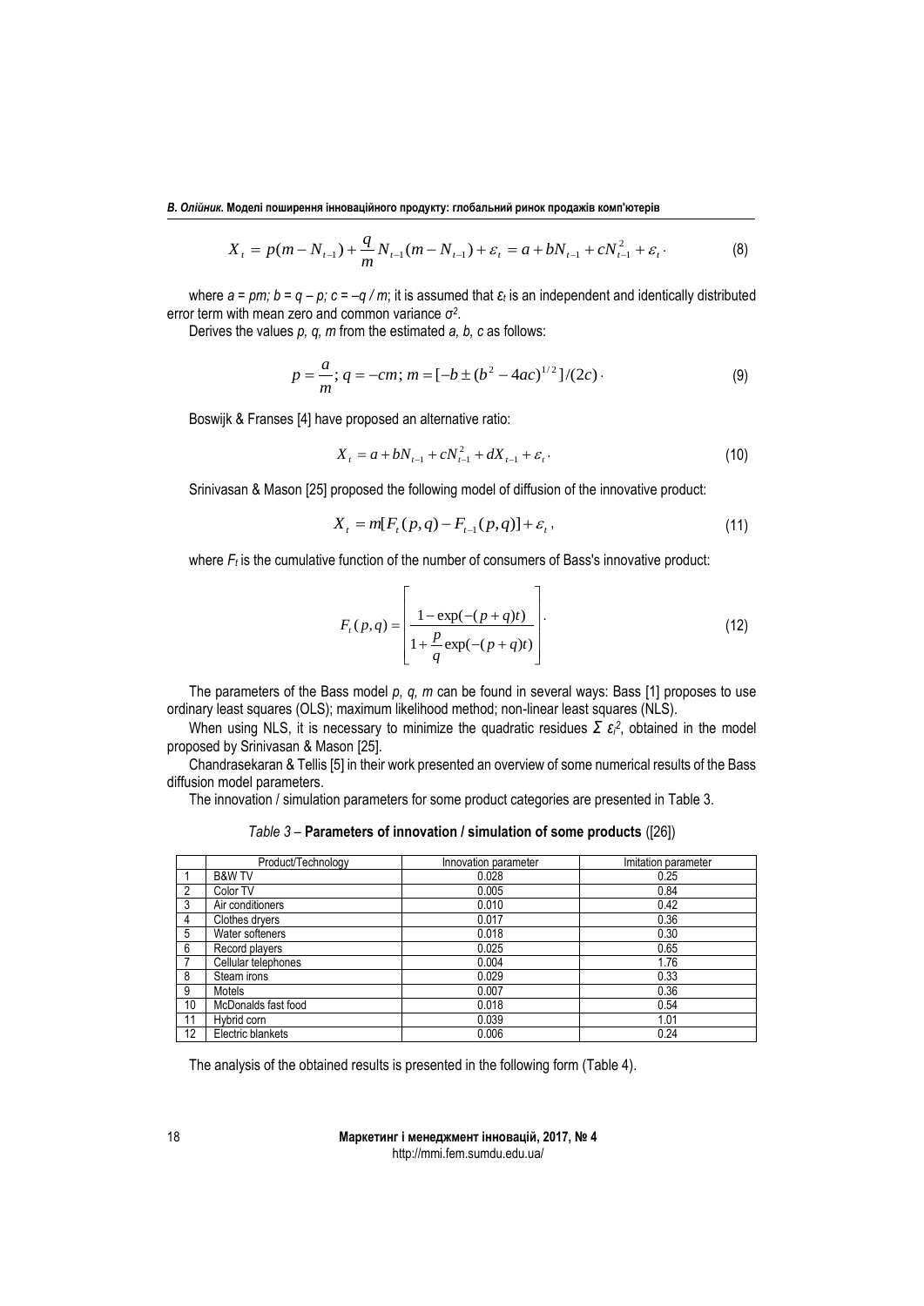$$X_t = p(m - N_{t-1}) + \frac{q}{m} N_{t-1}(m - N_{t-1}) + \varepsilon_t = a + bN_{t-1} + cN_{t-1}^2 + \varepsilon_t \cdot \tag{8}$$

where $a = pm$; $b = q - p$; $c = -q / m$; it is assumed that $\varepsilon_t$ is an independent and identically distributed error term with mean zero and common variance $\sigma^2$.

Derives the values *p, q, m* from the estimated *a, b, c* as follows:

$$p = \frac{a}{m};\ q = -cm;\ m = [-b \pm (b^2 - 4ac)^{1/2}]/(2c) \cdot \tag{9}$$

Boswijk & Franses [4] have proposed an alternative ratio:

$$X_t = a + bN_{t-1} + cN_{t-1}^2 + dX_{t-1} + \varepsilon_t \cdot \tag{10}$$

Srinivasan & Mason [25] proposed the following model of diffusion of the innovative product:

$$X_t = m[F_t(p,q) - F_{t-1}(p,q)] + \varepsilon_t, \tag{11}$$

where $F_t$ is the cumulative function of the number of consumers of Bass's innovative product:

$$F_t(p,q) = \left[ \frac{1 - \exp(-(p+q)t)}{1 + \frac{p}{q}\exp(-(p+q)t)} \right]. \tag{12}$$

The parameters of the Bass model *p, q, m* can be found in several ways: Bass [1] proposes to use ordinary least squares (OLS); maximum likelihood method; non-linear least squares (NLS).

When using NLS, it is necessary to minimize the quadratic residues $\Sigma\ \varepsilon_t^2$, obtained in the model proposed by Srinivasan & Mason [25].

Chandrasekaran & Tellis [5] in their work presented an overview of some numerical results of the Bass diffusion model parameters.

The innovation / simulation parameters for some product categories are presented in Table 3.

*Table 3* – **Parameters of innovation / simulation of some products** ([26])

| | Product/Technology | Innovation parameter | Imitation parameter |
|---|---|---|---|
| 1 | B&W TV | 0.028 | 0.25 |
| 2 | Color TV | 0.005 | 0.84 |
| 3 | Air conditioners | 0.010 | 0.42 |
| 4 | Clothes dryers | 0.017 | 0.36 |
| 5 | Water softeners | 0.018 | 0.30 |
| 6 | Record players | 0.025 | 0.65 |
| 7 | Cellular telephones | 0.004 | 1.76 |
| 8 | Steam irons | 0.029 | 0.33 |
| 9 | Motels | 0.007 | 0.36 |
| 10 | McDonalds fast food | 0.018 | 0.54 |
| 11 | Hybrid corn | 0.039 | 1.01 |
| 12 | Electric blankets | 0.006 | 0.24 |

The analysis of the obtained results is presented in the following form (Table 4).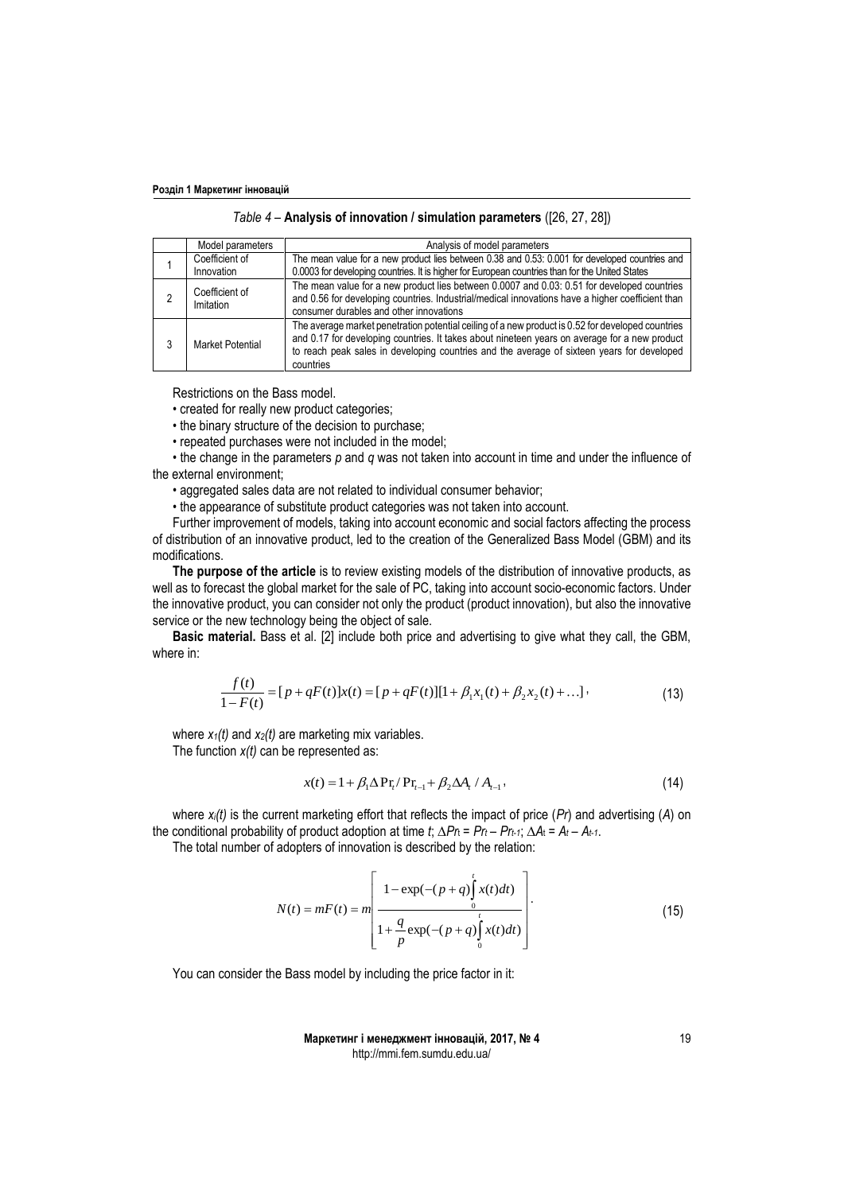*Table 4* – **Analysis of innovation / simulation parameters** ([26, 27, 28])

| | Model parameters | Analysis of model parameters |
|---|---|---|
| 1 | Coefficient of Innovation | The mean value for a new product lies between 0.38 and 0.53: 0.001 for developed countries and 0.0003 for developing countries. It is higher for European countries than for the United States |
| 2 | Coefficient of Imitation | The mean value for a new product lies between 0.0007 and 0.03: 0.51 for developed countries and 0.56 for developing countries. Industrial/medical innovations have a higher coefficient than consumer durables and other innovations |
| 3 | Market Potential | The average market penetration potential ceiling of a new product is 0.52 for developed countries and 0.17 for developing countries. It takes about nineteen years on average for a new product to reach peak sales in developing countries and the average of sixteen years for developed countries |

Restrictions on the Bass model.

- created for really new product categories;
- the binary structure of the decision to purchase;
- repeated purchases were not included in the model;
- the change in the parameters $p$ and $q$ was not taken into account in time and under the influence of the external environment;
- aggregated sales data are not related to individual consumer behavior;
- the appearance of substitute product categories was not taken into account.

Further improvement of models, taking into account economic and social factors affecting the process of distribution of an innovative product, led to the creation of the Generalized Bass Model (GBM) and its modifications.

**The purpose of the article** is to review existing models of the distribution of innovative products, as well as to forecast the global market for the sale of PC, taking into account socio-economic factors. Under the innovative product, you can consider not only the product (product innovation), but also the innovative service or the new technology being the object of sale.

**Basic material.** Bass et al. [2] include both price and advertising to give what they call, the GBM, where in:

$$\frac{f(t)}{1-F(t)} = [p + qF(t)]x(t) = [p + qF(t)][1 + \beta_1 x_1(t) + \beta_2 x_2(t) + \ldots], \tag{13}$$

where $x_1(t)$ and $x_2(t)$ are marketing mix variables.

The function $x(t)$ can be represented as:

$$x(t) = 1 + \beta_1 \Delta \mathrm{Pr}_t / \mathrm{Pr}_{t-1} + \beta_2 \Delta A_t / A_{t-1}, \tag{14}$$

where $x_i(t)$ is the current marketing effort that reflects the impact of price ($Pr$) and advertising ($A$) on the conditional probability of product adoption at time $t$; $\Delta Pr_t = Pr_t - Pr_{t-1}$; $\Delta A_t = A_t - A_{t-1}$.

The total number of adopters of innovation is described by the relation:

$$N(t) = mF(t) = m\left[\frac{1 - \exp(-(p+q)\int_0^t x(t)dt)}{1 + \frac{q}{p}\exp(-(p+q)\int_0^t x(t)dt)}\right]. \tag{15}$$

You can consider the Bass model by including the price factor in it: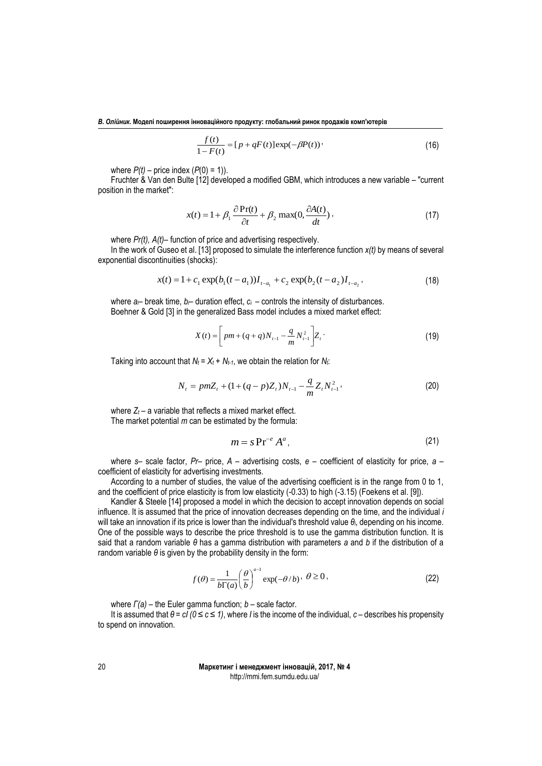$$\frac{f(t)}{1-F(t)} = [p + qF(t)]\exp(-\beta P(t)), \tag{16}$$

where $P(t)$ – price index ($P(0) = 1$)).

Fruchter & Van den Bulte [12] developed a modified GBM, which introduces a new variable – "current position in the market":

$$x(t) = 1 + \beta_1 \frac{\partial \Pr(t)}{\partial t} + \beta_2 \max(0, \frac{\partial A(t)}{dt}), \tag{17}$$

where $Pr(t)$, $A(t)$– function of price and advertising respectively.

In the work of Guseo et al. [13] proposed to simulate the interference function $x(t)$ by means of several exponential discontinuities (shocks):

$$x(t) = 1 + c_1 \exp(b_1(t - a_1))I_{t-a_1} + c_2 \exp(b_2(t - a_2)I_{t-a_2}, \tag{18}$$

where $a_i$– break time, $b_i$– duration effect, $c_i$ – controls the intensity of disturbances.

Boehner & Gold [3] in the generalized Bass model includes a mixed market effect:

$$X(t) = \left[ pm + (q + q)N_{t-1} - \frac{q}{m} N_{t-1}^2 \right] Z_t. \tag{19}$$

Taking into account that $N_t = X_t + N_{t-1}$, we obtain the relation for $N_t$:

$$N_t = pmZ_t + (1 + (q - p)Z_t)N_{t-1} - \frac{q}{m} Z_t N_{t-1}^2, \tag{20}$$

where $Z_t$ – a variable that reflects a mixed market effect.

The market potential $m$ can be estimated by the formula:

$$m = s\Pr^{-e} A^a, \tag{21}$$

where $s$– scale factor, $Pr$– price, $A$ – advertising costs, $e$ – coefficient of elasticity for price, $a$ – coefficient of elasticity for advertising investments.

According to a number of studies, the value of the advertising coefficient is in the range from 0 to 1, and the coefficient of price elasticity is from low elasticity (-0.33) to high (-3.15) (Foekens et al. [9]).

Kandler & Steele [14] proposed a model in which the decision to accept innovation depends on social influence. It is assumed that the price of innovation decreases depending on the time, and the individual $i$ will take an innovation if its price is lower than the individual's threshold value $\theta_i$, depending on his income. One of the possible ways to describe the price threshold is to use the gamma distribution function. It is said that a random variable $\theta$ has a gamma distribution with parameters $a$ and $b$ if the distribution of a random variable $\theta$ is given by the probability density in the form:

$$f(\theta) = \frac{1}{b\Gamma(a)} \left( \frac{\theta}{b} \right)^{a-1} \exp(-\theta / b), \; \theta \geq 0, \tag{22}$$

where $\Gamma(a)$ – the Euler gamma function; $b$ – scale factor.

It is assumed that $\theta = cI$ $(0 \leq c \leq 1)$, where $I$ is the income of the individual, $c$ – describes his propensity to spend on innovation.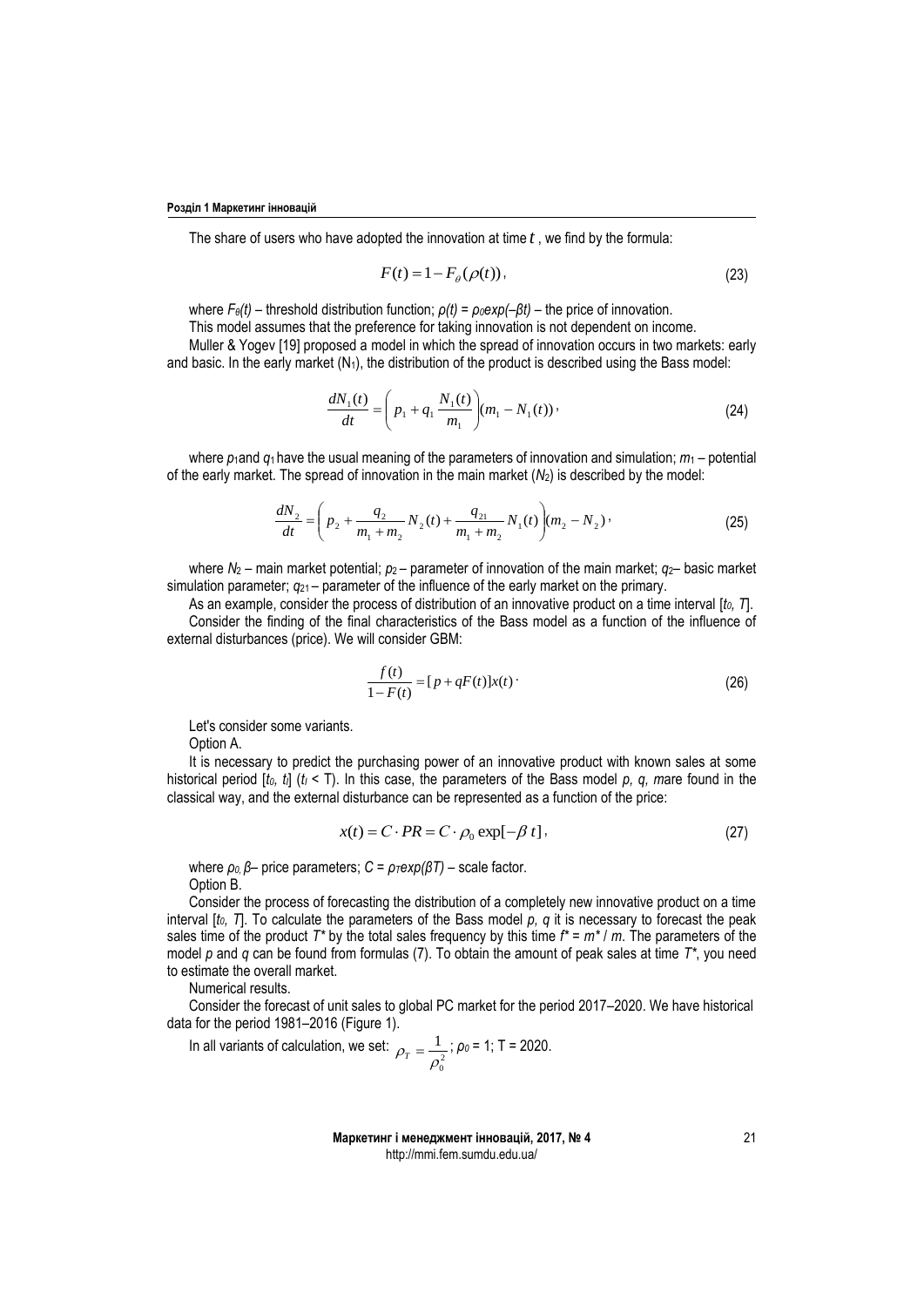The share of users who have adopted the innovation at time $t$ , we find by the formula:

$$F(t) = 1 - F_{\theta}(\rho(t)), \tag{23}$$

where $F_{\theta}(t)$ – threshold distribution function; $\rho(t) = \rho_0 exp(-\beta t)$ – the price of innovation.

This model assumes that the preference for taking innovation is not dependent on income.

Muller & Yogev [19] proposed a model in which the spread of innovation occurs in two markets: early and basic. In the early market ($N_1$), the distribution of the product is described using the Bass model:

$$\frac{dN_1(t)}{dt} = \left(p_1 + q_1 \frac{N_1(t)}{m_1}\right)(m_1 - N_1(t)), \tag{24}$$

where $p_1$and $q_1$ have the usual meaning of the parameters of innovation and simulation; $m_1$ – potential of the early market. The spread of innovation in the main market ($N_2$) is described by the model:

$$\frac{dN_2}{dt} = \left(p_2 + \frac{q_2}{m_1 + m_2} N_2(t) + \frac{q_{21}}{m_1 + m_2} N_1(t)\right)(m_2 - N_2), \tag{25}$$

where $N_2$ – main market potential; $p_2$ – parameter of innovation of the main market; $q_2$– basic market simulation parameter; $q_{21}$ – parameter of the influence of the early market on the primary.

As an example, consider the process of distribution of an innovative product on a time interval $[t_0, T]$.

Consider the finding of the final characteristics of the Bass model as a function of the influence of external disturbances (price). We will consider GBM:

$$\frac{f(t)}{1 - F(t)} = [p + qF(t)]x(t). \tag{26}$$

Let's consider some variants.

Option A.

It is necessary to predict the purchasing power of an innovative product with known sales at some historical period $[t_0, t_l]$ ($t_l < T$). In this case, the parameters of the Bass model $p$, $q$, $m$are found in the classical way, and the external disturbance can be represented as a function of the price:

$$x(t) = C \cdot PR = C \cdot \rho_0 \exp[-\beta\, t], \tag{27}$$

where $\rho_0$, $\beta$– price parameters; $C = \rho_T exp(\beta T)$ – scale factor.

Option B.

Consider the process of forecasting the distribution of a completely new innovative product on a time interval $[t_0, T]$. To calculate the parameters of the Bass model $p$, $q$ it is necessary to forecast the peak sales time of the product $T^*$ by the total sales frequency by this time $f^* = m^* / m$. The parameters of the model $p$ and $q$ can be found from formulas (7). To obtain the amount of peak sales at time $T^*$, you need to estimate the overall market.

Numerical results.

Consider the forecast of unit sales to global PC market for the period 2017–2020. We have historical data for the period 1981–2016 (Figure 1).

In all variants of calculation, we set: $\rho_T = \frac{1}{\rho_0^2}$; $\rho_0 = 1$; T = 2020.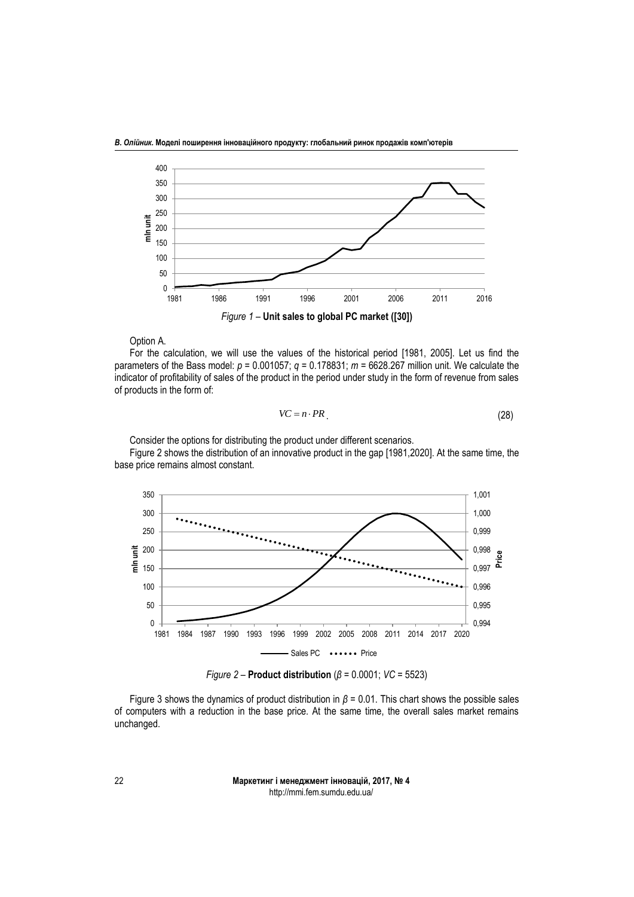*Figure 1* – **Unit sales to global PC market ([30])**

Option A.

For the calculation, we will use the values of the historical period [1981, 2005]. Let us find the parameters of the Bass model: $p$ = 0.001057; $q$ = 0.178831; $m$ = 6628.267 million unit. We calculate the indicator of profitability of sales of the product in the period under study in the form of revenue from sales of products in the form of:

$$VC = n \cdot PR \tag{28}$$

Consider the options for distributing the product under different scenarios.

Figure 2 shows the distribution of an innovative product in the gap [1981,2020]. At the same time, the base price remains almost constant.

*Figure 2* – **Product distribution** ($\beta$ = 0.0001; $VC$ = 5523)

Figure 3 shows the dynamics of product distribution in $\beta$ = 0.01. This chart shows the possible sales of computers with a reduction in the base price. At the same time, the overall sales market remains unchanged.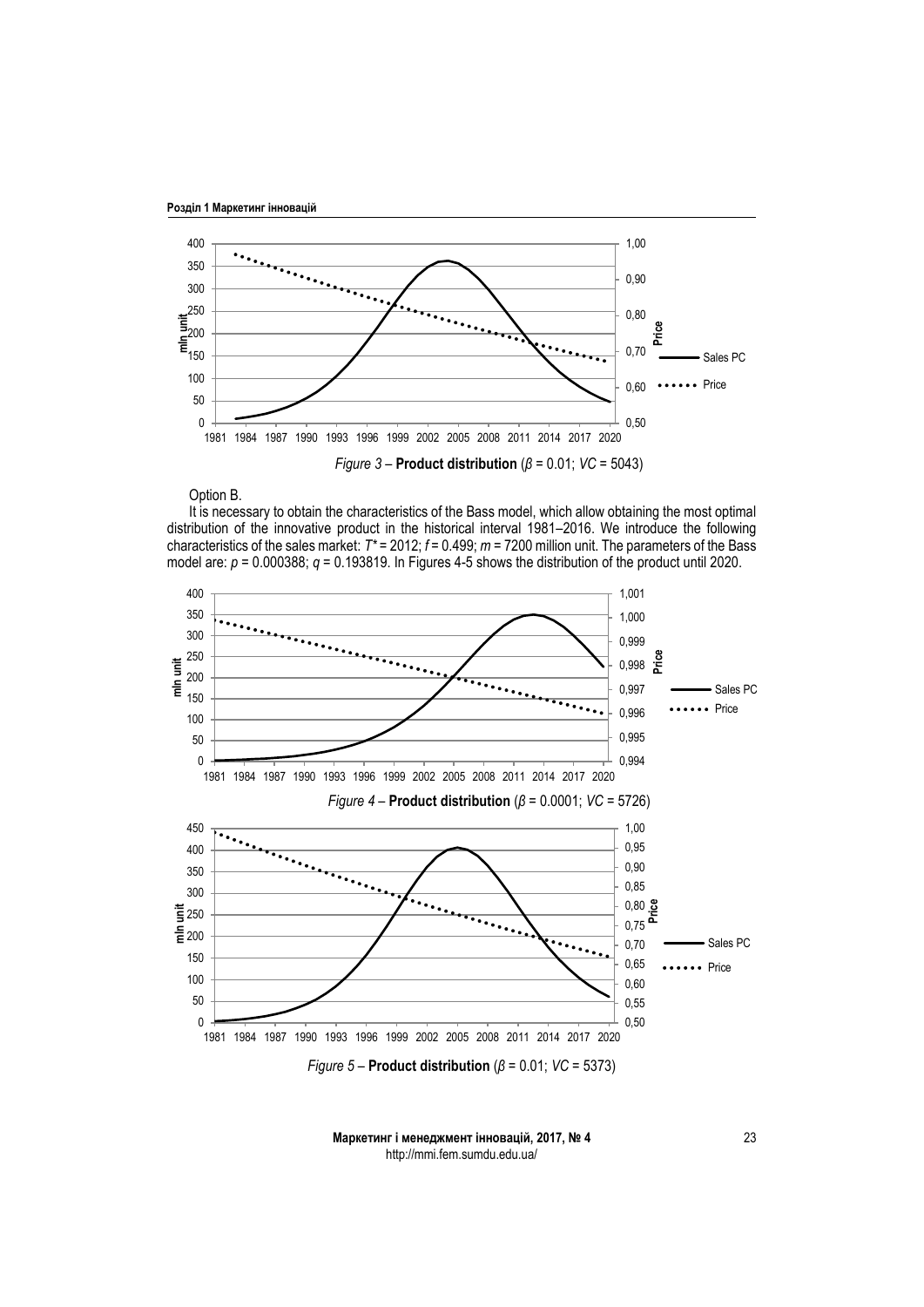*Figure 3* – **Product distribution** ($\beta$ = 0.01; *VC* = 5043)

Option B.

It is necessary to obtain the characteristics of the Bass model, which allow obtaining the most optimal distribution of the innovative product in the historical interval 1981–2016. We introduce the following characteristics of the sales market: $T^*$ = 2012; $f$ = 0.499; $m$ = 7200 million unit. The parameters of the Bass model are: $p$ = 0.000388; $q$ = 0.193819. In Figures 4-5 shows the distribution of the product until 2020.

*Figure 4* – **Product distribution** ($\beta$ = 0.0001; *VC* = 5726)

*Figure 5* – **Product distribution** ($\beta$ = 0.01; *VC* = 5373)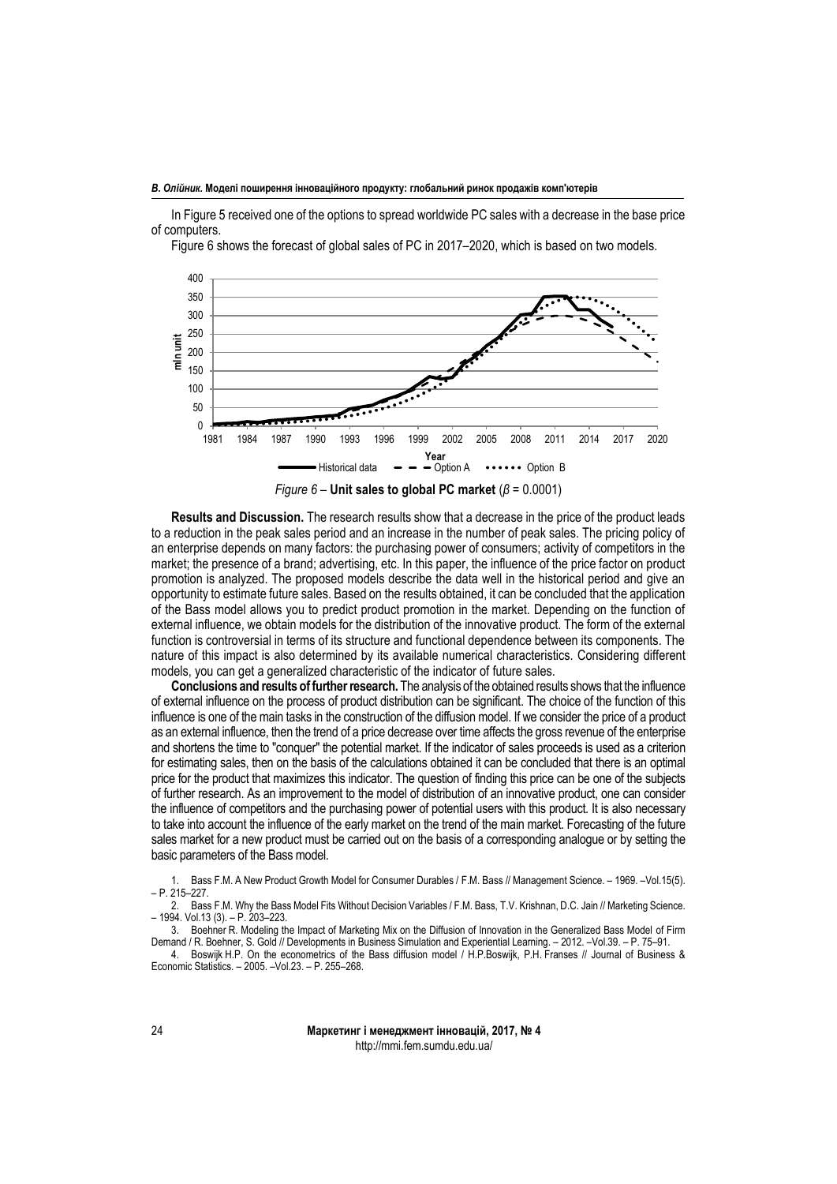In Figure 5 received one of the options to spread worldwide PC sales with a decrease in the base price of computers.

Figure 6 shows the forecast of global sales of PC in 2017–2020, which is based on two models.

*Figure 6* – **Unit sales to global PC market** ($\beta$ = 0.0001)

**Results and Discussion.** The research results show that a decrease in the price of the product leads to a reduction in the peak sales period and an increase in the number of peak sales. The pricing policy of an enterprise depends on many factors: the purchasing power of consumers; activity of competitors in the market; the presence of a brand; advertising, etc. In this paper, the influence of the price factor on product promotion is analyzed. The proposed models describe the data well in the historical period and give an opportunity to estimate future sales. Based on the results obtained, it can be concluded that the application of the Bass model allows you to predict product promotion in the market. Depending on the function of external influence, we obtain models for the distribution of the innovative product. The form of the external function is controversial in terms of its structure and functional dependence between its components. The nature of this impact is also determined by its available numerical characteristics. Considering different models, you can get a generalized characteristic of the indicator of future sales.

**Conclusions and results of further research.** The analysis of the obtained results shows that the influence of external influence on the process of product distribution can be significant. The choice of the function of this influence is one of the main tasks in the construction of the diffusion model. If we consider the price of a product as an external influence, then the trend of a price decrease over time affects the gross revenue of the enterprise and shortens the time to "conquer" the potential market. If the indicator of sales proceeds is used as a criterion for estimating sales, then on the basis of the calculations obtained it can be concluded that there is an optimal price for the product that maximizes this indicator. The question of finding this price can be one of the subjects of further research. As an improvement to the model of distribution of an innovative product, one can consider the influence of competitors and the purchasing power of potential users with this product. It is also necessary to take into account the influence of the early market on the trend of the main market. Forecasting of the future sales market for a new product must be carried out on the basis of a corresponding analogue or by setting the basic parameters of the Bass model.

1. Bass F.M. A New Product Growth Model for Consumer Durables / F.M. Bass // Management Science. – 1969. –Vol.15(5). – P. 215–227.
2. Bass F.M. Why the Bass Model Fits Without Decision Variables / F.M. Bass, T.V. Krishnan, D.C. Jain // Marketing Science. – 1994. Vol.13 (3). – P. 203–223.
3. Boehner R. Modeling the Impact of Marketing Mix on the Diffusion of Innovation in the Generalized Bass Model of Firm Demand / R. Boehner, S. Gold // Developments in Business Simulation and Experiential Learning. – 2012. –Vol.39. – P. 75–91.
4. Boswijk H.P. On the econometrics of the Bass diffusion model / H.P.Boswijk, P.H. Franses // Journal of Business & Economic Statistics. – 2005. –Vol.23. – P. 255–268.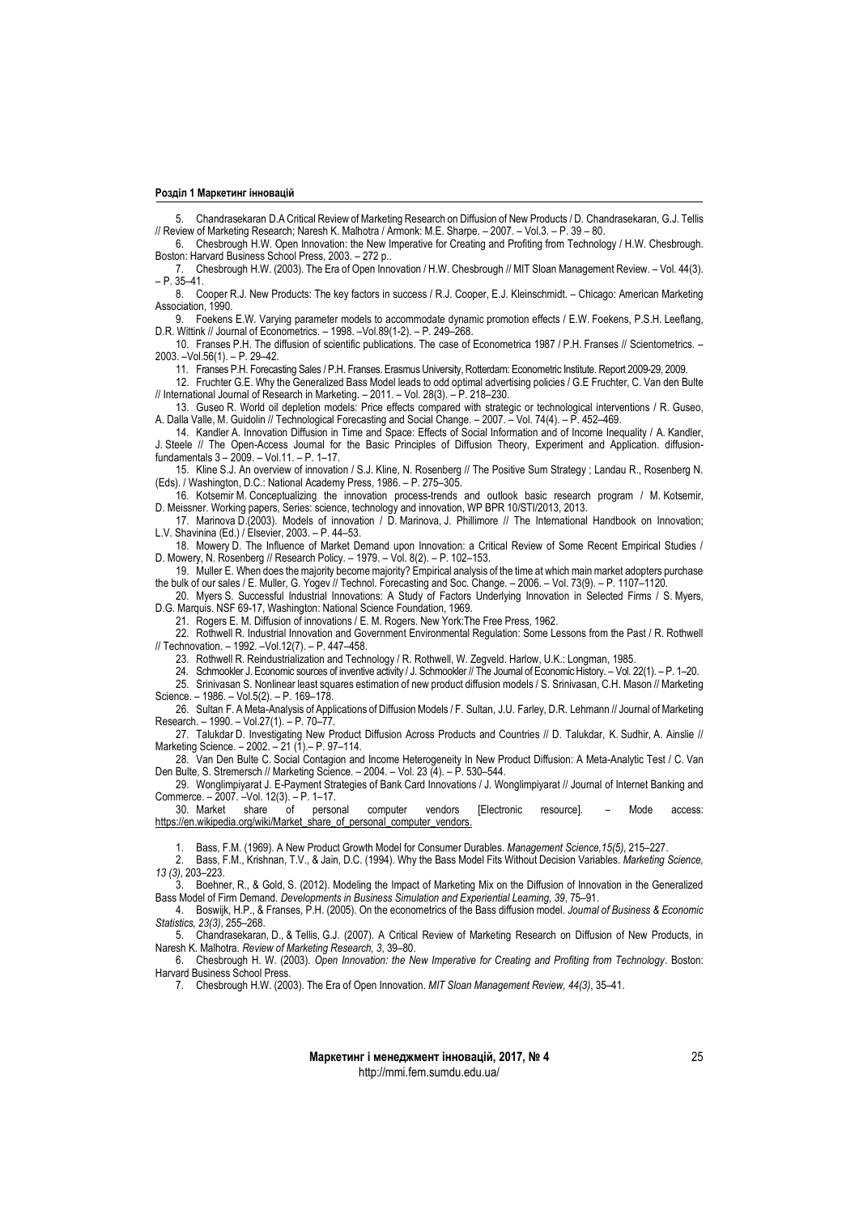5. Chandrasekaran D.A Critical Review of Marketing Research on Diffusion of New Products / D. Chandrasekaran, G.J. Tellis // Review of Marketing Research; Naresh K. Malhotra / Armonk: M.E. Sharpe. – 2007. – Vol.3. – P. 39 – 80.

6. Chesbrough H.W. Open Innovation: the New Imperative for Creating and Profiting from Technology / H.W. Chesbrough. Boston: Harvard Business School Press, 2003. – 272 p..

7. Chesbrough H.W. (2003). The Era of Open Innovation / H.W. Chesbrough // MIT Sloan Management Review. – Vol. 44(3). – P. 35–41.

8. Cooper R.J. New Products: The key factors in success / R.J. Cooper, E.J. Kleinschmidt. – Chicago: American Marketing Association, 1990.

9. Foekens E.W. Varying parameter models to accommodate dynamic promotion effects / E.W. Foekens, P.S.H. Leeflang, D.R. Wittink // Journal of Econometrics. – 1998. –Vol.89(1-2). – P. 249–268.

10. Franses P.H. The diffusion of scientific publications. The case of Econometrica 1987 / P.H. Franses // Scientometrics. – 2003. –Vol.56(1). – P. 29–42.

11. Franses P.H. Forecasting Sales / P.H. Franses. Erasmus University, Rotterdam: Econometric Institute. Report 2009-29, 2009.

12. Fruchter G.E. Why the Generalized Bass Model leads to odd optimal advertising policies / G.E Fruchter, C. Van den Bulte // International Journal of Research in Marketing. – 2011. – Vol. 28(3). – P. 218–230.

13. Guseo R. World oil depletion models: Price effects compared with strategic or technological interventions / R. Guseo, A. Dalla Valle, M. Guidolin // Technological Forecasting and Social Change. – 2007. – Vol. 74(4). – P. 452–469.

14. Kandler A. Innovation Diffusion in Time and Space: Effects of Social Information and of Income Inequality / A. Kandler, J. Steele // The Open-Access Journal for the Basic Principles of Diffusion Theory, Experiment and Application. diffusion-fundamentals 3 – 2009. – Vol.11. – P. 1–17.

15. Kline S.J. An overview of innovation / S.J. Kline, N. Rosenberg // The Positive Sum Strategy ; Landau R., Rosenberg N. (Eds). / Washington, D.C.: National Academy Press, 1986. – P. 275–305.

16. Kotsemir M. Conceptualizing the innovation process-trends and outlook basic research program / M. Kotsemir, D. Meissner. Working papers, Series: science, technology and innovation, WP BPR 10/STI/2013, 2013.

17. Marinova D.(2003). Models of innovation / D. Marinova, J. Phillimore // The International Handbook on Innovation; L.V. Shavinina (Ed.) / Elsevier, 2003. – P. 44–53.

18. Mowery D. The Influence of Market Demand upon Innovation: a Critical Review of Some Recent Empirical Studies / D. Mowery, N. Rosenberg // Research Policy. – 1979. – Vol. 8(2). – P. 102–153.

19. Muller E. When does the majority become majority? Empirical analysis of the time at which main market adopters purchase the bulk of our sales / E. Muller, G. Yogev // Technol. Forecasting and Soc. Change. – 2006. – Vol. 73(9). – P. 1107–1120.

20. Myers S. Successful Industrial Innovations: A Study of Factors Underlying Innovation in Selected Firms / S. Myers, D.G. Marquis. NSF 69-17, Washington: National Science Foundation, 1969.

21. Rogers E. M. Diffusion of innovations / E. M. Rogers. New York:The Free Press, 1962.

22. Rothwell R. Industrial Innovation and Government Environmental Regulation: Some Lessons from the Past / R. Rothwell // Technovation. – 1992. –Vol.12(7). – P. 447–458.

23. Rothwell R. Reindustrialization and Technology / R. Rothwell, W. Zegveld. Harlow, U.K.: Longman, 1985.

24. Schmookler J. Economic sources of inventive activity / J. Schmookler // The Journal of Economic History. – Vol. 22(1). – P. 1–20.

25. Srinivasan S. Nonlinear least squares estimation of new product diffusion models / S. Srinivasan, C.H. Mason // Marketing Science. – 1986. – Vol.5(2). – P. 169–178.

26. Sultan F. A Meta-Analysis of Applications of Diffusion Models / F. Sultan, J.U. Farley, D.R. Lehmann // Journal of Marketing Research. – 1990. – Vol.27(1). – P. 70–77.

27. Talukdar D. Investigating New Product Diffusion Across Products and Countries // D. Talukdar, K. Sudhir, A. Ainslie // Marketing Science. – 2002. – 21 (1).– P. 97–114.

28. Van Den Bulte C. Social Contagion and Income Heterogeneity In New Product Diffusion: A Meta-Analytic Test / C. Van Den Bulte, S. Stremersch // Marketing Science. – 2004. – Vol. 23 (4). – P. 530–544.

29. Wonglimpiyarat J. E-Payment Strategies of Bank Card Innovations / J. Wonglimpiyarat // Journal of Internet Banking and Commerce. – 2007. –Vol. 12(3). – P. 1–17.

30. Market share of personal computer vendors [Electronic resource]. – Mode access: https://en.wikipedia.org/wiki/Market_share_of_personal_computer_vendors.

1. Bass, F.M. (1969). A New Product Growth Model for Consumer Durables. *Management Science,15(5)*, 215–227.

2. Bass, F.M., Krishnan, T.V., & Jain, D.C. (1994). Why the Bass Model Fits Without Decision Variables. *Marketing Science, 13 (3)*, 203–223.

3. Boehner, R., & Gold, S. (2012). Modeling the Impact of Marketing Mix on the Diffusion of Innovation in the Generalized Bass Model of Firm Demand. *Developments in Business Simulation and Experiential Learning, 39*, 75–91.

4. Boswijk, H.P., & Franses, P.H. (2005). On the econometrics of the Bass diffusion model. *Journal of Business & Economic Statistics, 23(3)*, 255–268.

5. Chandrasekaran, D., & Tellis, G.J. (2007). A Critical Review of Marketing Research on Diffusion of New Products, in Naresh K. Malhotra. *Review of Marketing Research, 3*, 39–80.

6. Chesbrough H. W. (2003). *Open Innovation: the New Imperative for Creating and Profiting from Technology*. Boston: Harvard Business School Press.

7. Chesbrough H.W. (2003). The Era of Open Innovation. *MIT Sloan Management Review, 44(3)*, 35–41.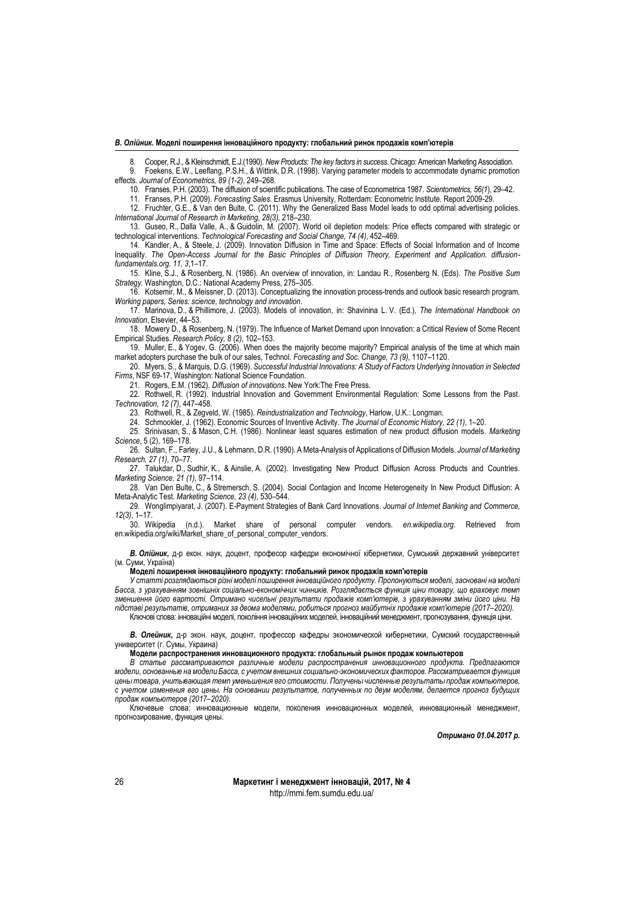8. Cooper, R.J., & Kleinschmidt, E.J.(1990). *New Products: The key factors in success*. Chicago: American Marketing Association.

9. Foekens, E.W., Leeflang, P.S.H., & Wittink, D.R. (1998). Varying parameter models to accommodate dynamic promotion effects. *Journal of Econometrics, 89 (1-2)*, 249–268.

10. Franses, P.H. (2003). The diffusion of scientific publications. The case of Econometrica 1987. *Scientometrics, 56(1*), 29–42.

11. Franses, P.H. (2009). *Forecasting Sales*. Erasmus University, Rotterdam: Econometric Institute. Report 2009-29.

12. Fruchter, G.E., & Van den Bulte, C. (2011). Why the Generalized Bass Model leads to odd optimal advertising policies. *International Journal of Research in Marketing, 28(3),* 218–230.

13. Guseo, R., Dalla Valle, A., & Guidolin, M. (2007). World oil depletion models: Price effects compared with strategic or technological interventions. *Technological Forecasting and Social Change, 74 (4)*, 452–469.

14. Kandler, A., & Steele, J. (2009). Innovation Diffusion in Time and Space: Effects of Social Information and of Income Inequality. *The Open-Access Journal for the Basic Principles of Diffusion Theory, Experiment and Application. diffusion-fundamentals.org. 11, 3*,1–17.

15. Kline, S.J., & Rosenberg, N. (1986). An overview of innovation, in: Landau R., Rosenberg N. (Eds). *The Positive Sum Strategy*. Washington, D.C.: National Academy Press, 275–305.

16. Kotsemir, M., & Meissner, D. (2013). Conceptualizing the innovation process-trends and outlook basic research program. *Working papers, Series: science, technology and innovation*.

17. Marinova, D., & Phillimore, J. (2003). Models of innovation, in: Shavinina L. V. (Ed.), *The International Handbook on Innovation*, Elsevier, 44–53.

18. Mowery D., & Rosenberg, N. (1979). The Influence of Market Demand upon Innovation: a Critical Review of Some Recent Empirical Studies. *Research Policy, 8 (2)*, 102–153.

19. Muller, E., & Yogev, G. (2006). When does the majority become majority? Empirical analysis of the time at which main market adopters purchase the bulk of our sales, Technol. *Forecasting and Soc. Change, 73 (9)*, 1107–1120.

20. Myers, S., & Marquis, D.G. (1969). *Successful Industrial Innovations: A Study of Factors Underlying Innovation in Selected Firms*, NSF 69-17, Washington: National Science Foundation.

21. Rogers, E.M. (1962). *Diffusion of innovations*. New York:The Free Press.

22. Rothwell, R. (1992). Industrial Innovation and Government Environmental Regulation: Some Lessons from the Past. *Technovation, 12 (7)*, 447–458.

23. Rothwell, R., & Zegveld, W. (1985). *Reindustrialization and Technology*, Harlow, U.K.: Longman.

24. Schmookler, J. (1962). Economic Sources of Inventive Activity. *The Journal of Economic History, 22 (1)*, 1–20.

25. Srinivasan, S., & Mason, C.H. (1986). Nonlinear least squares estimation of new product diffusion models. *Marketing Science*, 5 (2), 169–178.

26. Sultan, F., Farley, J.U., & Lehmann, D.R. (1990). A Meta-Analysis of Applications of Diffusion Models. *Journal of Marketing Research, 27 (1),* 70–77.

27. Talukdar, D., Sudhir, K., & Ainslie, A. (2002). Investigating New Product Diffusion Across Products and Countries. *Marketing Science, 21 (1),* 97–114.

28. Van Den Bulte, C., & Stremersch, S. (2004). Social Contagion and Income Heterogeneity In New Product Diffusion: A Meta-Analytic Test. *Marketing Science, 23 (4)*, 530–544.

29. Wonglimpiyarat, J. (2007). E-Payment Strategies of Bank Card Innovations. *Journal of Internet Banking and Commerce, 12(3)*, 1–17.

30. Wikipedia (n.d.). Market share of personal computer vendors. *en.wikipedia.org*. Retrieved from en.wikipedia.org/wiki/Market_share_of_personal_computer_vendors.

***В. Олійник***, д-р екон. наук, доцент, професор кафедри економічної кібернетики, Сумський державний університет (м. Суми, Україна)

**Моделі поширення інноваційного продукту: глобальний ринок продажів комп'ютерів**

*У статті розглядаються різні моделі поширення інноваційного продукту. Пропонуються моделі, засновані на моделі Басса, з урахуванням зовнішніх соціально-економічних чинників. Розглядається функція ціни товару, що враховує темп зменшення його вартості. Отримано чисельні результати продажів комп'ютерів, з урахуванням зміни його ціни. На підставі результатів, отриманих за двома моделями, робиться прогноз майбутніх продажів комп'ютерів (2017–2020).*

Ключові слова: інноваційні моделі, покоління інноваційних моделей, інноваційний менеджмент, прогнозування, функція ціни.

***В. Олейник***, д-р экон. наук, доцент, профессор кафедры экономической кибернетики, Сумский государственный университет (г. Сумы, Украина)

**Модели распространения инновационного продукта: глобальный рынок продаж компьютеров**

*В статье рассматриваются различные модели распространения инновационного продукта. Предлагаются модели, основанные на модели Басса, с учетом внешних социально-экономических факторов. Рассматривается функция цены товара, учитывающая темп уменьшения его стоимости. Получены численные результаты продаж компьютеров, с учетом изменения его цены. На основании результатов, полученных по двум моделям, делается прогноз будущих продаж компьютеров (2017–2020).*

Ключевые слова: инновационные модели, поколения инновационных моделей, инновационный менеджмент, прогнозирование, функция цены.

***Отримано 01.04.2017 р.***